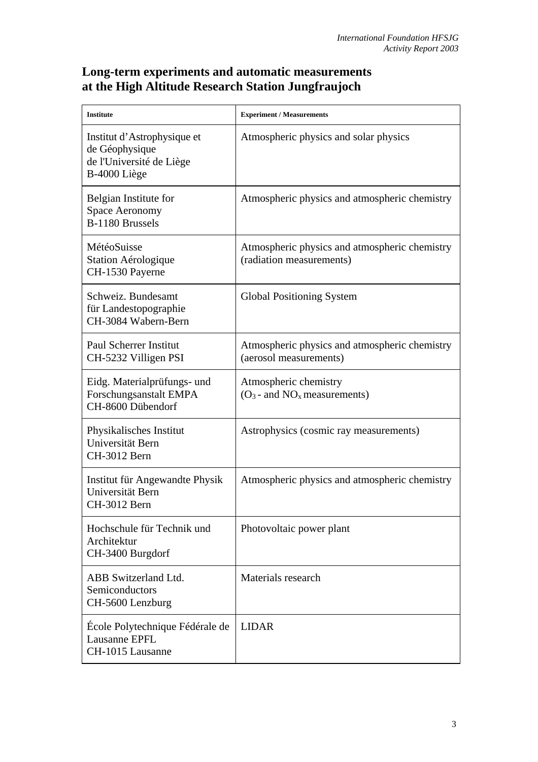# Long-term experiments and automatic measurements at the High Altitude Research Station Jungfraujoch

| Institute | Experiment / Measurements |
|---|---|
| Institut d'Astrophysique et de Géophysique de l'Université de Liège B-4000 Liège | Atmospheric physics and solar physics |
| Belgian Institute for Space Aeronomy B-1180 Brussels | Atmospheric physics and atmospheric chemistry |
| MétéoSuisse Station Aérologique CH-1530 Payerne | Atmospheric physics and atmospheric chemistry (radiation measurements) |
| Schweiz. Bundesamt für Landestopographie CH-3084 Wabern-Bern | Global Positioning System |
| Paul Scherrer Institut CH-5232 Villigen PSI | Atmospheric physics and atmospheric chemistry (aerosol measurements) |
| Eidg. Materialprüfungs- und Forschungsanstalt EMPA CH-8600 Dübendorf | Atmospheric chemistry ($O_3$ - and $NO_x$ measurements) |
| Physikalisches Institut Universität Bern CH-3012 Bern | Astrophysics (cosmic ray measurements) |
| Institut für Angewandte Physik Universität Bern CH-3012 Bern | Atmospheric physics and atmospheric chemistry |
| Hochschule für Technik und Architektur CH-3400 Burgdorf | Photovoltaic power plant |
| ABB Switzerland Ltd. Semiconductors CH-5600 Lenzburg | Materials research |
| École Polytechnique Fédérale de Lausanne EPFL CH-1015 Lausanne | LIDAR |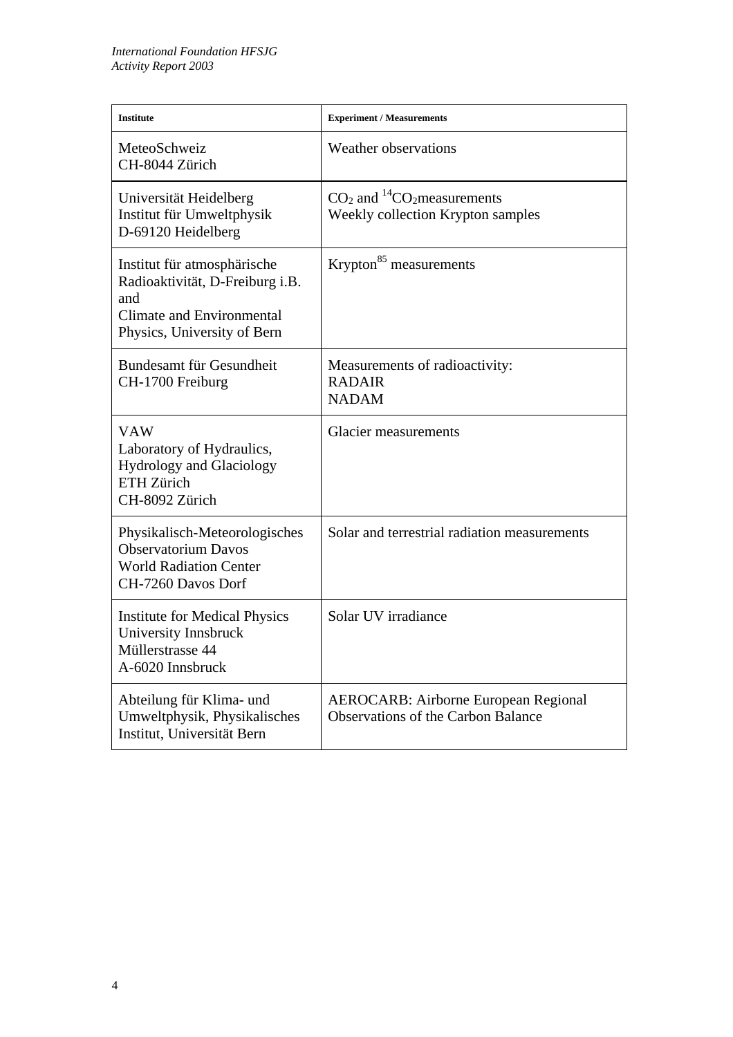| Institute | Experiment / Measurements |
|---|---|
| MeteoSchweiz<br>CH-8044 Zürich | Weather observations |
| Universität Heidelberg<br>Institut für Umweltphysik<br>D-69120 Heidelberg | $CO_2$ and $^{14}CO_2$measurements<br>Weekly collection Krypton samples |
| Institut für atmosphärische Radioaktivität, D-Freiburg i.B.<br>and<br>Climate and Environmental Physics, University of Bern | $Krypton^{85}$ measurements |
| Bundesamt für Gesundheit<br>CH-1700 Freiburg | Measurements of radioactivity:<br>RADAIR<br>NADAM |
| VAW<br>Laboratory of Hydraulics, Hydrology and Glaciology<br>ETH Zürich<br>CH-8092 Zürich | Glacier measurements |
| Physikalisch-Meteorologisches Observatorium Davos<br>World Radiation Center<br>CH-7260 Davos Dorf | Solar and terrestrial radiation measurements |
| Institute for Medical Physics<br>University Innsbruck<br>Müllerstrasse 44<br>A-6020 Innsbruck | Solar UV irradiance |
| Abteilung für Klima- und Umweltphysik, Physikalisches Institut, Universität Bern | AEROCARB: Airborne European Regional Observations of the Carbon Balance |